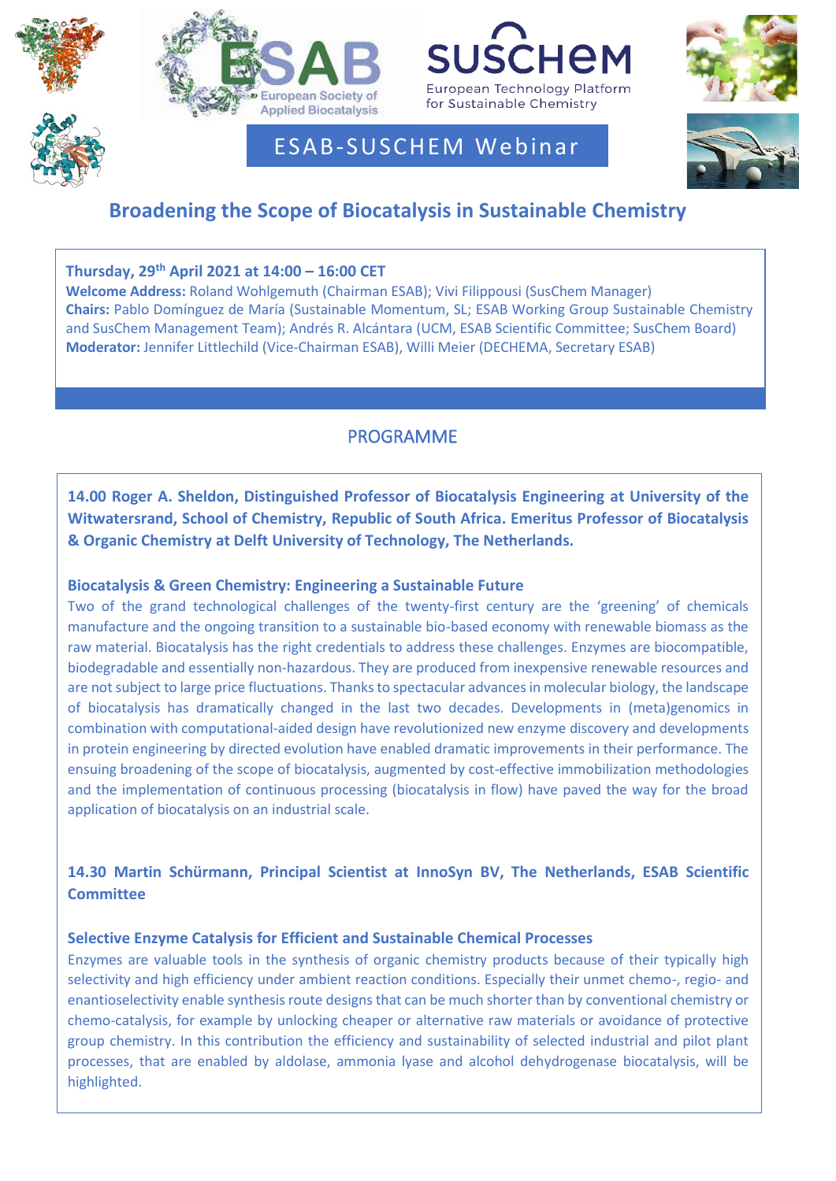ESAB European Society of Applied Biocatalysis

SUSCHEM European Technology Platform for Sustainable Chemistry

# ESAB-SUSCHEM Webinar

## Broadening the Scope of Biocatalysis in Sustainable Chemistry

**Thursday, 29th April 2021 at 14:00 – 16:00 CET**
**Welcome Address:** Roland Wohlgemuth (Chairman ESAB); Vivi Filippousi (SusChem Manager)
**Chairs:** Pablo Domínguez de María (Sustainable Momentum, SL; ESAB Working Group Sustainable Chemistry and SusChem Management Team); Andrés R. Alcántara (UCM, ESAB Scientific Committee; SusChem Board)
**Moderator:** Jennifer Littlechild (Vice-Chairman ESAB), Willi Meier (DECHEMA, Secretary ESAB)

## PROGRAMME

**14.00 Roger A. Sheldon, Distinguished Professor of Biocatalysis Engineering at University of the Witwatersrand, School of Chemistry, Republic of South Africa. Emeritus Professor of Biocatalysis & Organic Chemistry at Delft University of Technology, The Netherlands.**

**Biocatalysis & Green Chemistry: Engineering a Sustainable Future**

Two of the grand technological challenges of the twenty-first century are the 'greening' of chemicals manufacture and the ongoing transition to a sustainable bio-based economy with renewable biomass as the raw material. Biocatalysis has the right credentials to address these challenges. Enzymes are biocompatible, biodegradable and essentially non-hazardous. They are produced from inexpensive renewable resources and are not subject to large price fluctuations. Thanks to spectacular advances in molecular biology, the landscape of biocatalysis has dramatically changed in the last two decades. Developments in (meta)genomics in combination with computational-aided design have revolutionized new enzyme discovery and developments in protein engineering by directed evolution have enabled dramatic improvements in their performance. The ensuing broadening of the scope of biocatalysis, augmented by cost-effective immobilization methodologies and the implementation of continuous processing (biocatalysis in flow) have paved the way for the broad application of biocatalysis on an industrial scale.

**14.30 Martin Schürmann, Principal Scientist at InnoSyn BV, The Netherlands, ESAB Scientific Committee**

**Selective Enzyme Catalysis for Efficient and Sustainable Chemical Processes**

Enzymes are valuable tools in the synthesis of organic chemistry products because of their typically high selectivity and high efficiency under ambient reaction conditions. Especially their unmet chemo-, regio- and enantioselectivity enable synthesis route designs that can be much shorter than by conventional chemistry or chemo-catalysis, for example by unlocking cheaper or alternative raw materials or avoidance of protective group chemistry. In this contribution the efficiency and sustainability of selected industrial and pilot plant processes, that are enabled by aldolase, ammonia lyase and alcohol dehydrogenase biocatalysis, will be highlighted.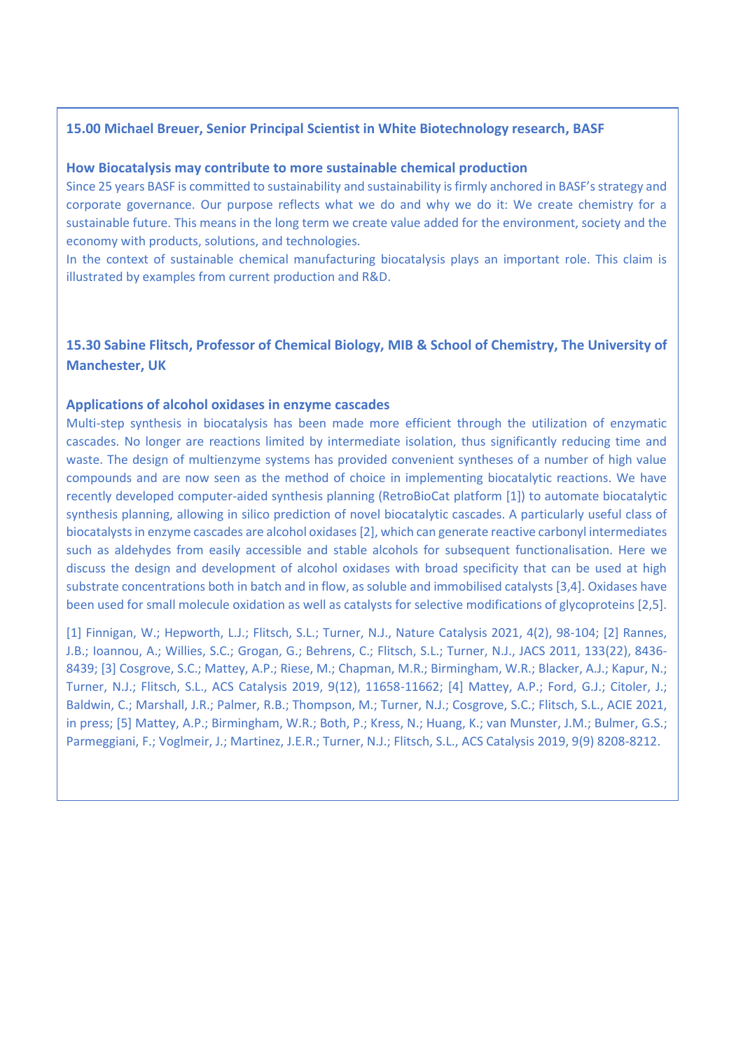### 15.00 Michael Breuer, Senior Principal Scientist in White Biotechnology research, BASF

**How Biocatalysis may contribute to more sustainable chemical production**

Since 25 years BASF is committed to sustainability and sustainability is firmly anchored in BASF's strategy and corporate governance. Our purpose reflects what we do and why we do it: We create chemistry for a sustainable future. This means in the long term we create value added for the environment, society and the economy with products, solutions, and technologies.

In the context of sustainable chemical manufacturing biocatalysis plays an important role. This claim is illustrated by examples from current production and R&D.

### 15.30 Sabine Flitsch, Professor of Chemical Biology, MIB & School of Chemistry, The University of Manchester, UK

**Applications of alcohol oxidases in enzyme cascades**

Multi-step synthesis in biocatalysis has been made more efficient through the utilization of enzymatic cascades. No longer are reactions limited by intermediate isolation, thus significantly reducing time and waste. The design of multienzyme systems has provided convenient syntheses of a number of high value compounds and are now seen as the method of choice in implementing biocatalytic reactions. We have recently developed computer-aided synthesis planning (RetroBioCat platform [1]) to automate biocatalytic synthesis planning, allowing in silico prediction of novel biocatalytic cascades. A particularly useful class of biocatalysts in enzyme cascades are alcohol oxidases [2], which can generate reactive carbonyl intermediates such as aldehydes from easily accessible and stable alcohols for subsequent functionalisation. Here we discuss the design and development of alcohol oxidases with broad specificity that can be used at high substrate concentrations both in batch and in flow, as soluble and immobilised catalysts [3,4]. Oxidases have been used for small molecule oxidation as well as catalysts for selective modifications of glycoproteins [2,5].

[1] Finnigan, W.; Hepworth, L.J.; Flitsch, S.L.; Turner, N.J., Nature Catalysis 2021, 4(2), 98-104; [2] Rannes, J.B.; Ioannou, A.; Willies, S.C.; Grogan, G.; Behrens, C.; Flitsch, S.L.; Turner, N.J., JACS 2011, 133(22), 8436-8439; [3] Cosgrove, S.C.; Mattey, A.P.; Riese, M.; Chapman, M.R.; Birmingham, W.R.; Blacker, A.J.; Kapur, N.; Turner, N.J.; Flitsch, S.L., ACS Catalysis 2019, 9(12), 11658-11662; [4] Mattey, A.P.; Ford, G.J.; Citoler, J.; Baldwin, C.; Marshall, J.R.; Palmer, R.B.; Thompson, M.; Turner, N.J.; Cosgrove, S.C.; Flitsch, S.L., ACIE 2021, in press; [5] Mattey, A.P.; Birmingham, W.R.; Both, P.; Kress, N.; Huang, K.; van Munster, J.M.; Bulmer, G.S.; Parmeggiani, F.; Voglmeir, J.; Martinez, J.E.R.; Turner, N.J.; Flitsch, S.L., ACS Catalysis 2019, 9(9) 8208-8212.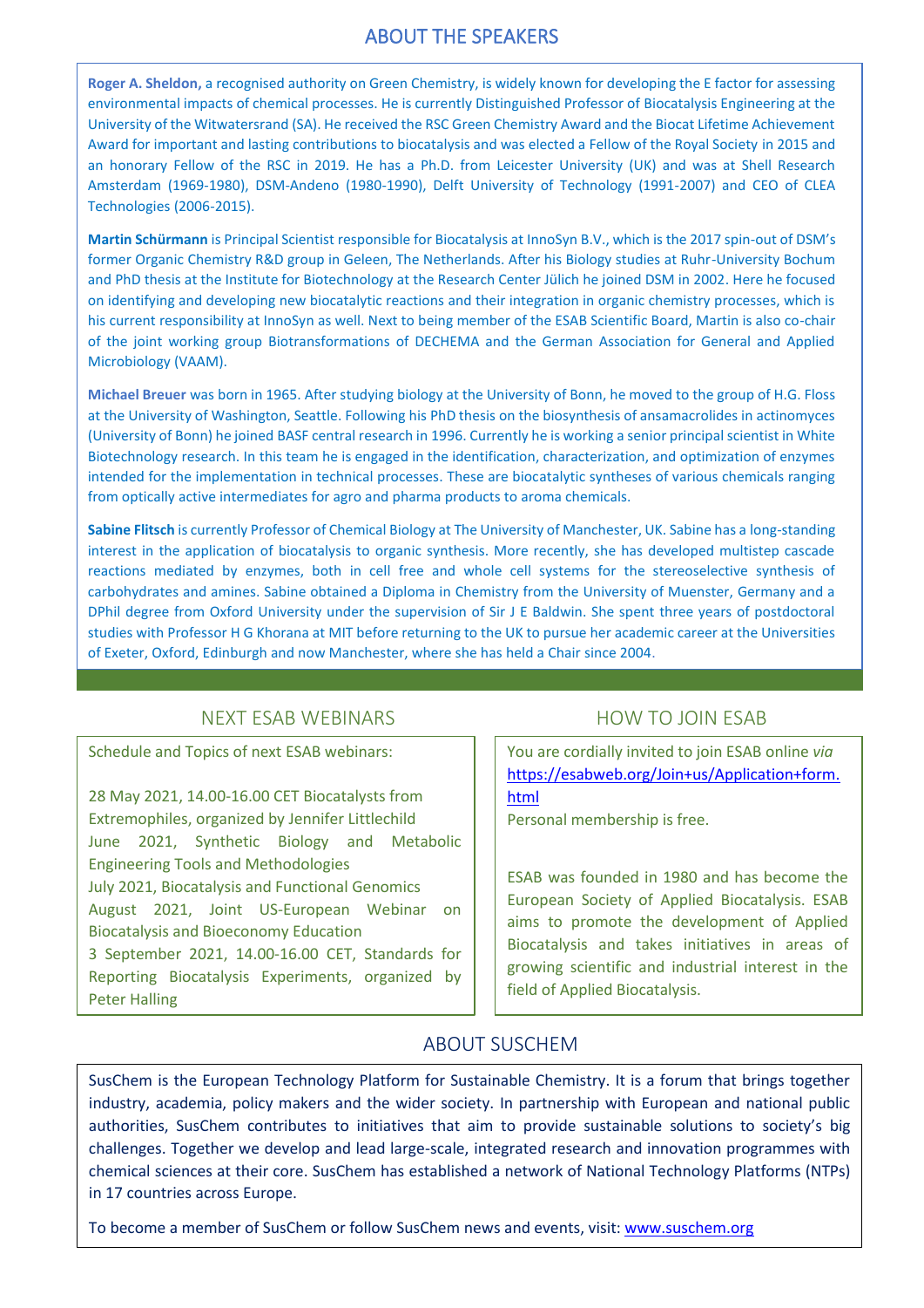## ABOUT THE SPEAKERS

**Roger A. Sheldon,** a recognised authority on Green Chemistry, is widely known for developing the E factor for assessing environmental impacts of chemical processes. He is currently Distinguished Professor of Biocatalysis Engineering at the University of the Witwatersrand (SA). He received the RSC Green Chemistry Award and the Biocat Lifetime Achievement Award for important and lasting contributions to biocatalysis and was elected a Fellow of the Royal Society in 2015 and an honorary Fellow of the RSC in 2019. He has a Ph.D. from Leicester University (UK) and was at Shell Research Amsterdam (1969-1980), DSM-Andeno (1980-1990), Delft University of Technology (1991-2007) and CEO of CLEA Technologies (2006-2015).

**Martin Schürmann** is Principal Scientist responsible for Biocatalysis at InnoSyn B.V., which is the 2017 spin-out of DSM's former Organic Chemistry R&D group in Geleen, The Netherlands. After his Biology studies at Ruhr-University Bochum and PhD thesis at the Institute for Biotechnology at the Research Center Jülich he joined DSM in 2002. Here he focused on identifying and developing new biocatalytic reactions and their integration in organic chemistry processes, which is his current responsibility at InnoSyn as well. Next to being member of the ESAB Scientific Board, Martin is also co-chair of the joint working group Biotransformations of DECHEMA and the German Association for General and Applied Microbiology (VAAM).

**Michael Breuer** was born in 1965. After studying biology at the University of Bonn, he moved to the group of H.G. Floss at the University of Washington, Seattle. Following his PhD thesis on the biosynthesis of ansamacrolides in actinomyces (University of Bonn) he joined BASF central research in 1996. Currently he is working a senior principal scientist in White Biotechnology research. In this team he is engaged in the identification, characterization, and optimization of enzymes intended for the implementation in technical processes. These are biocatalytic syntheses of various chemicals ranging from optically active intermediates for agro and pharma products to aroma chemicals.

**Sabine Flitsch** is currently Professor of Chemical Biology at The University of Manchester, UK. Sabine has a long-standing interest in the application of biocatalysis to organic synthesis. More recently, she has developed multistep cascade reactions mediated by enzymes, both in cell free and whole cell systems for the stereoselective synthesis of carbohydrates and amines. Sabine obtained a Diploma in Chemistry from the University of Muenster, Germany and a DPhil degree from Oxford University under the supervision of Sir J E Baldwin. She spent three years of postdoctoral studies with Professor H G Khorana at MIT before returning to the UK to pursue her academic career at the Universities of Exeter, Oxford, Edinburgh and now Manchester, where she has held a Chair since 2004.

## NEXT ESAB WEBINARS

Schedule and Topics of next ESAB webinars:

28 May 2021, 14.00-16.00 CET Biocatalysts from Extremophiles, organized by Jennifer Littlechild
June 2021, Synthetic Biology and Metabolic Engineering Tools and Methodologies
July 2021, Biocatalysis and Functional Genomics
August 2021, Joint US-European Webinar on Biocatalysis and Bioeconomy Education
3 September 2021, 14.00-16.00 CET, Standards for Reporting Biocatalysis Experiments, organized by Peter Halling

## HOW TO JOIN ESAB

You are cordially invited to join ESAB online *via* https://esabweb.org/Join+us/Application+form.html
Personal membership is free.

ESAB was founded in 1980 and has become the European Society of Applied Biocatalysis. ESAB aims to promote the development of Applied Biocatalysis and takes initiatives in areas of growing scientific and industrial interest in the field of Applied Biocatalysis.

## ABOUT SUSCHEM

SusChem is the European Technology Platform for Sustainable Chemistry. It is a forum that brings together industry, academia, policy makers and the wider society. In partnership with European and national public authorities, SusChem contributes to initiatives that aim to provide sustainable solutions to society's big challenges. Together we develop and lead large-scale, integrated research and innovation programmes with chemical sciences at their core. SusChem has established a network of National Technology Platforms (NTPs) in 17 countries across Europe.

To become a member of SusChem or follow SusChem news and events, visit: www.suschem.org